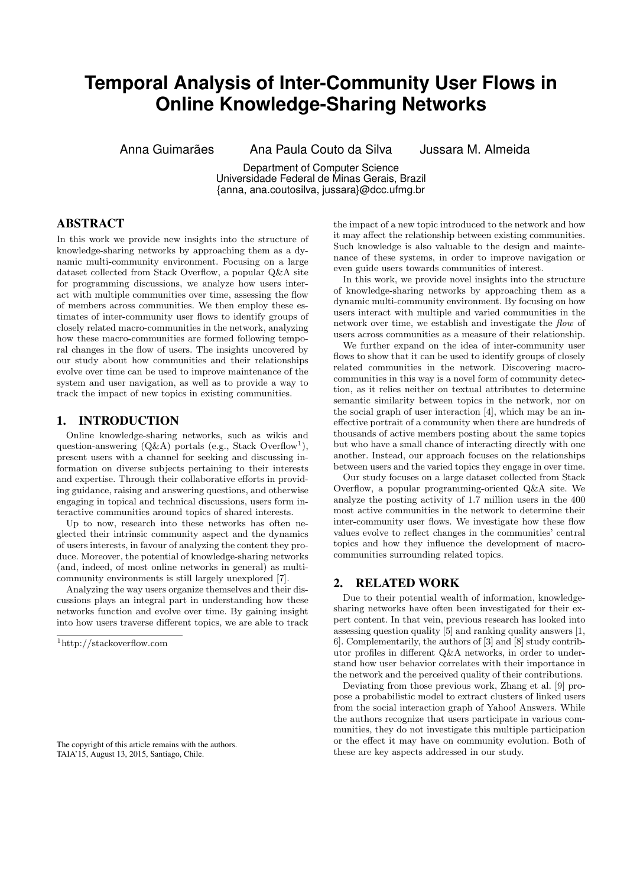# Temporal Analysis of Inter-Community User Flows in Online Knowledge-Sharing Networks

Anna Guimarães Ana Paula Couto da Silva Jussara M. Almeida

Department of Computer Science
Universidade Federal de Minas Gerais, Brazil
{anna, ana.coutosilva, jussara}@dcc.ufmg.br

## ABSTRACT

In this work we provide new insights into the structure of knowledge-sharing networks by approaching them as a dynamic multi-community environment. Focusing on a large dataset collected from Stack Overflow, a popular Q&A site for programming discussions, we analyze how users interact with multiple communities over time, assessing the flow of members across communities. We then employ these estimates of inter-community user flows to identify groups of closely related macro-communities in the network, analyzing how these macro-communities are formed following temporal changes in the flow of users. The insights uncovered by our study about how communities and their relationships evolve over time can be used to improve maintenance of the system and user navigation, as well as to provide a way to track the impact of new topics in existing communities.

## 1. INTRODUCTION

Online knowledge-sharing networks, such as wikis and question-answering (Q&A) portals (e.g., Stack Overflow[1]), present users with a channel for seeking and discussing information on diverse subjects pertaining to their interests and expertise. Through their collaborative efforts in providing guidance, raising and answering questions, and otherwise engaging in topical and technical discussions, users form interactive communities around topics of shared interests.

Up to now, research into these networks has often neglected their intrinsic community aspect and the dynamics of users interests, in favour of analyzing the content they produce. Moreover, the potential of knowledge-sharing networks (and, indeed, of most online networks in general) as multi-community environments is still largely unexplored [7].

Analyzing the way users organize themselves and their discussions plays an integral part in understanding how these networks function and evolve over time. By gaining insight into how users traverse different topics, we are able to track the impact of a new topic introduced to the network and how it may affect the relationship between existing communities. Such knowledge is also valuable to the design and maintenance of these systems, in order to improve navigation or even guide users towards communities of interest.

In this work, we provide novel insights into the structure of knowledge-sharing networks by approaching them as a dynamic multi-community environment. By focusing on how users interact with multiple and varied communities in the network over time, we establish and investigate the *flow* of users across communities as a measure of their relationship.

We further expand on the idea of inter-community user flows to show that it can be used to identify groups of closely related communities in the network. Discovering macro-communities in this way is a novel form of community detection, as it relies neither on textual attributes to determine semantic similarity between topics in the network, nor on the social graph of user interaction [4], which may be an ineffective portrait of a community when there are hundreds of thousands of active members posting about the same topics but who have a small chance of interacting directly with one another. Instead, our approach focuses on the relationships between users and the varied topics they engage in over time.

Our study focuses on a large dataset collected from Stack Overflow, a popular programming-oriented Q&A site. We analyze the posting activity of 1.7 million users in the 400 most active communities in the network to determine their inter-community user flows. We investigate how these flow values evolve to reflect changes in the communities' central topics and how they influence the development of macro-communities surrounding related topics.

[1] http://stackoverflow.com

The copyright of this article remains with the authors.
TAIA'15, August 13, 2015, Santiago, Chile.

## 2. RELATED WORK

Due to their potential wealth of information, knowledge-sharing networks have often been investigated for their expert content. In that vein, previous research has looked into assessing question quality [5] and ranking quality answers [1, 6]. Complementarily, the authors of [3] and [8] study contributor profiles in different Q&A networks, in order to understand how user behavior correlates with their importance in the network and the perceived quality of their contributions.

Deviating from those previous work, Zhang et al. [9] propose a probabilistic model to extract clusters of linked users from the social interaction graph of Yahoo! Answers. While the authors recognize that users participate in various communities, they do not investigate this multiple participation or the effect it may have on community evolution. Both of these are key aspects addressed in our study.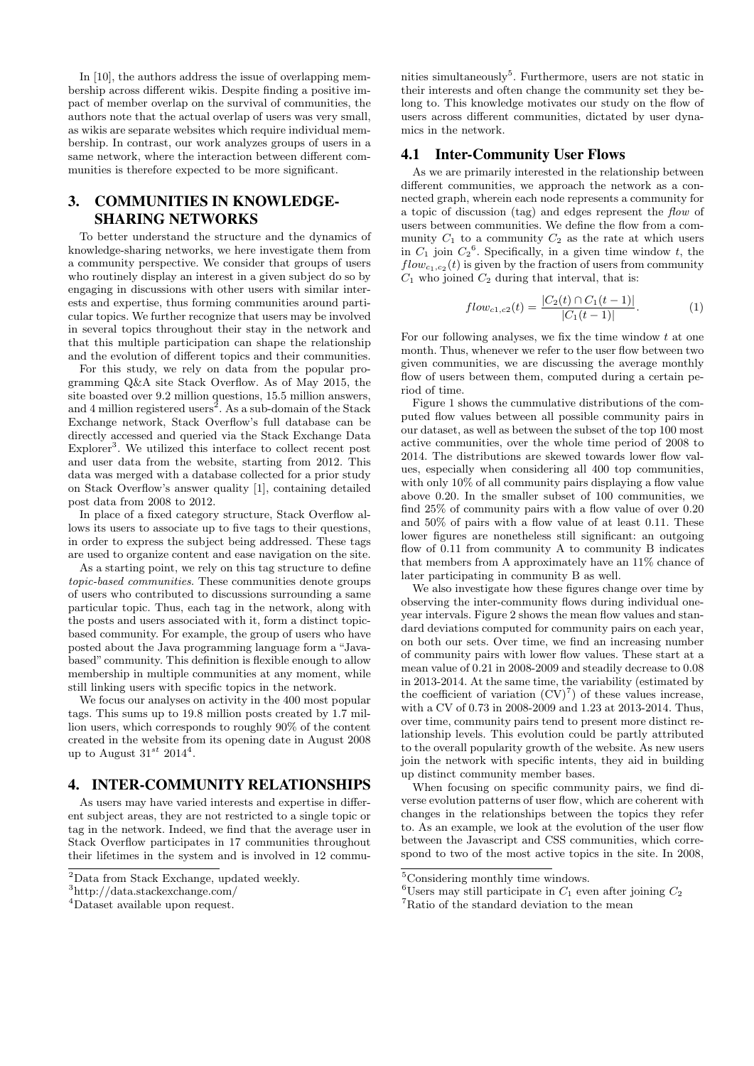In [10], the authors address the issue of overlapping membership across different wikis. Despite finding a positive impact of member overlap on the survival of communities, the authors note that the actual overlap of users was very small, as wikis are separate websites which require individual membership. In contrast, our work analyzes groups of users in a same network, where the interaction between different communities is therefore expected to be more significant.

# 3. COMMUNITIES IN KNOWLEDGE-SHARING NETWORKS

To better understand the structure and the dynamics of knowledge-sharing networks, we here investigate them from a community perspective. We consider that groups of users who routinely display an interest in a given subject do so by engaging in discussions with other users with similar interests and expertise, thus forming communities around particular topics. We further recognize that users may be involved in several topics throughout their stay in the network and that this multiple participation can shape the relationship and the evolution of different topics and their communities.

For this study, we rely on data from the popular programming Q&A site Stack Overflow. As of May 2015, the site boasted over 9.2 million questions, 15.5 million answers, and 4 million registered users[2]. As a sub-domain of the Stack Exchange network, Stack Overflow's full database can be directly accessed and queried via the Stack Exchange Data Explorer[3]. We utilized this interface to collect recent post and user data from the website, starting from 2012. This data was merged with a database collected for a prior study on Stack Overflow's answer quality [1], containing detailed post data from 2008 to 2012.

In place of a fixed category structure, Stack Overflow allows its users to associate up to five tags to their questions, in order to express the subject being addressed. These tags are used to organize content and ease navigation on the site.

As a starting point, we rely on this tag structure to define *topic-based communities*. These communities denote groups of users who contributed to discussions surrounding a same particular topic. Thus, each tag in the network, along with the posts and users associated with it, form a distinct topic-based community. For example, the group of users who have posted about the Java programming language form a "Java-based" community. This definition is flexible enough to allow membership in multiple communities at any moment, while still linking users with specific topics in the network.

We focus our analyses on activity in the 400 most popular tags. This sums up to 19.8 million posts created by 1.7 million users, which corresponds to roughly 90% of the content created in the website from its opening date in August 2008 up to August $31^{st}$ 2014[4].

# 4. INTER-COMMUNITY RELATIONSHIPS

As users may have varied interests and expertise in different subject areas, they are not restricted to a single topic or tag in the network. Indeed, we find that the average user in Stack Overflow participates in 17 communities throughout their lifetimes in the system and is involved in 12 communities simultaneously[5]. Furthermore, users are not static in their interests and often change the community set they belong to. This knowledge motivates our study on the flow of users across different communities, dictated by user dynamics in the network.

## 4.1 Inter-Community User Flows

As we are primarily interested in the relationship between different communities, we approach the network as a connected graph, wherein each node represents a community for a topic of discussion (tag) and edges represent the *flow* of users between communities. We define the flow from a community $C_1$ to a community $C_2$ as the rate at which users in $C_1$ join $C_2$[6]. Specifically, in a given time window $t$, the $flow_{c_1,c_2}(t)$ is given by the fraction of users from community $C_1$ who joined $C_2$ during that interval, that is:

$$flow_{c1,c2}(t) = \frac{|C_2(t) \cap C_1(t-1)|}{|C_1(t-1)|}. \quad (1)$$

For our following analyses, we fix the time window $t$ at one month. Thus, whenever we refer to the user flow between two given communities, we are discussing the average monthly flow of users between them, computed during a certain period of time.

Figure 1 shows the cummulative distributions of the computed flow values between all possible community pairs in our dataset, as well as between the subset of the top 100 most active communities, over the whole time period of 2008 to 2014. The distributions are skewed towards lower flow values, especially when considering all 400 top communities, with only 10% of all community pairs displaying a flow value above 0.20. In the smaller subset of 100 communities, we find 25% of community pairs with a flow value of over 0.20 and 50% of pairs with a flow value of at least 0.11. These lower figures are nonetheless still significant: an outgoing flow of 0.11 from community A to community B indicates that members from A approximately have an 11% chance of later participating in community B as well.

We also investigate how these figures change over time by observing the inter-community flows during individual one-year intervals. Figure 2 shows the mean flow values and standard deviations computed for community pairs on each year, on both our sets. Over time, we find an increasing number of community pairs with lower flow values. These start at a mean value of 0.21 in 2008-2009 and steadily decrease to 0.08 in 2013-2014. At the same time, the variability (estimated by the coefficient of variation (CV)[7]) of these values increase, with a CV of 0.73 in 2008-2009 and 1.23 at 2013-2014. Thus, over time, community pairs tend to present more distinct relationship levels. This evolution could be partly attributed to the overall popularity growth of the website. As new users join the network with specific intents, they aid in building up distinct community member bases.

When focusing on specific community pairs, we find diverse evolution patterns of user flow, which are coherent with changes in the relationships between the topics they refer to. As an example, we look at the evolution of the user flow between the Javascript and CSS communities, which correspond to two of the most active topics in the site. In 2008,

[2] Data from Stack Exchange, updated weekly.

[3] http://data.stackexchange.com/

[4] Dataset available upon request.

[5] Considering monthly time windows.

[6] Users may still participate in $C_1$ even after joining $C_2$

[7] Ratio of the standard deviation to the mean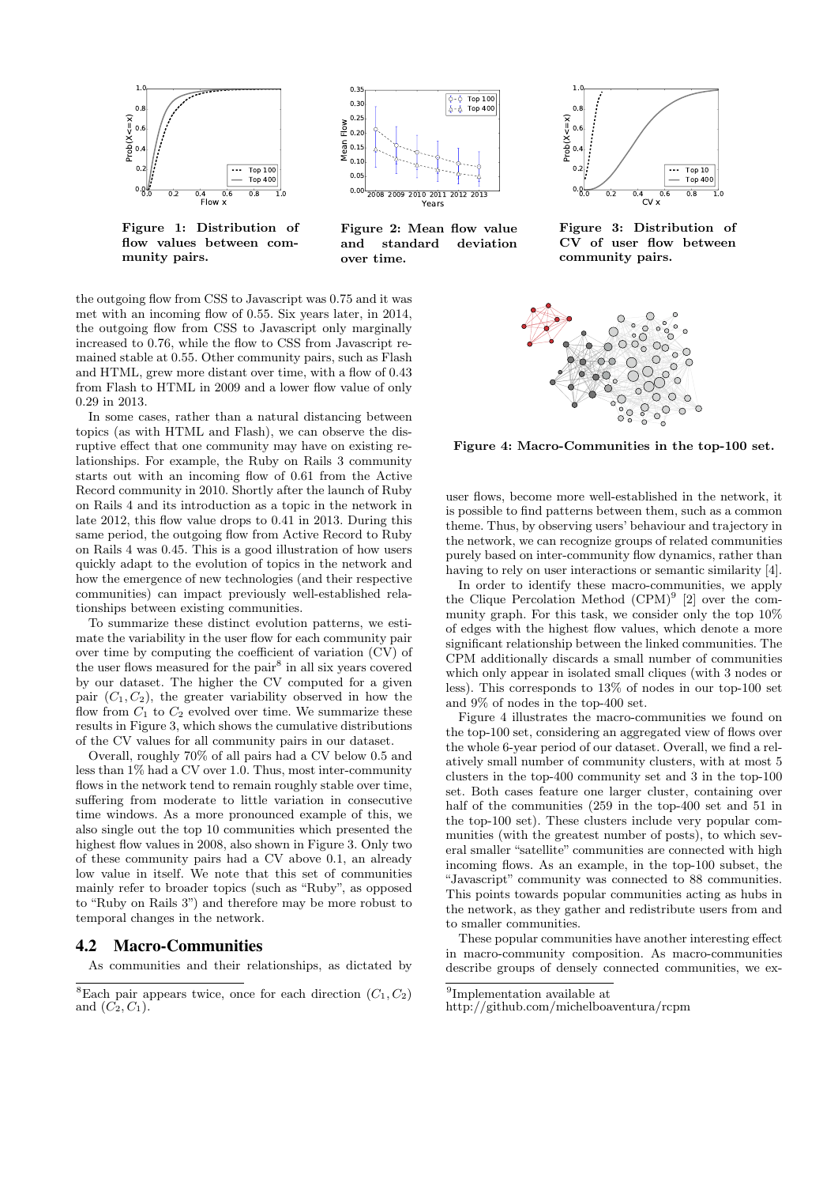Figure 1: Distribution of flow values between community pairs.

Figure 2: Mean flow value and standard deviation over time.

Figure 3: Distribution of CV of user flow between community pairs.

the outgoing flow from CSS to Javascript was 0.75 and it was met with an incoming flow of 0.55. Six years later, in 2014, the outgoing flow from CSS to Javascript only marginally increased to 0.76, while the flow to CSS from Javascript remained stable at 0.55. Other community pairs, such as Flash and HTML, grew more distant over time, with a flow of 0.43 from Flash to HTML in 2009 and a lower flow value of only 0.29 in 2013.

In some cases, rather than a natural distancing between topics (as with HTML and Flash), we can observe the disruptive effect that one community may have on existing relationships. For example, the Ruby on Rails 3 community starts out with an incoming flow of 0.61 from the Active Record community in 2010. Shortly after the launch of Ruby on Rails 4 and its introduction as a topic in the network in late 2012, this flow value drops to 0.41 in 2013. During this same period, the outgoing flow from Active Record to Ruby on Rails 4 was 0.45. This is a good illustration of how users quickly adapt to the evolution of topics in the network and how the emergence of new technologies (and their respective communities) can impact previously well-established relationships between existing communities.

To summarize these distinct evolution patterns, we estimate the variability in the user flow for each community pair over time by computing the coefficient of variation (CV) of the user flows measured for the pair[8] in all six years covered by our dataset. The higher the CV computed for a given pair $(C_1, C_2)$, the greater variability observed in how the flow from $C_1$ to $C_2$ evolved over time. We summarize these results in Figure 3, which shows the cumulative distributions of the CV values for all community pairs in our dataset.

Overall, roughly 70% of all pairs had a CV below 0.5 and less than 1% had a CV over 1.0. Thus, most inter-community flows in the network tend to remain roughly stable over time, suffering from moderate to little variation in consecutive time windows. As a more pronounced example of this, we also single out the top 10 communities which presented the highest flow values in 2008, also shown in Figure 3. Only two of these community pairs had a CV above 0.1, an already low value in itself. We note that this set of communities mainly refer to broader topics (such as "Ruby", as opposed to "Ruby on Rails 3") and therefore may be more robust to temporal changes in the network.

## 4.2 Macro-Communities

As communities and their relationships, as dictated by user flows, become more well-established in the network, it is possible to find patterns between them, such as a common theme. Thus, by observing users' behaviour and trajectory in the network, we can recognize groups of related communities purely based on inter-community flow dynamics, rather than having to rely on user interactions or semantic similarity [4].

In order to identify these macro-communities, we apply the Clique Percolation Method (CPM)[9] [2] over the community graph. For this task, we consider only the top 10% of edges with the highest flow values, which denote a more significant relationship between the linked communities. The CPM additionally discards a small number of communities which only appear in isolated small cliques (with 3 nodes or less). This corresponds to 13% of nodes in our top-100 set and 9% of nodes in the top-400 set.

Figure 4: Macro-Communities in the top-100 set.

Figure 4 illustrates the macro-communities we found on the top-100 set, considering an aggregated view of flows over the whole 6-year period of our dataset. Overall, we find a relatively small number of community clusters, with at most 5 clusters in the top-400 community set and 3 in the top-100 set. Both cases feature one larger cluster, containing over half of the communities (259 in the top-400 set and 51 in the top-100 set). These clusters include very popular communities (with the greatest number of posts), to which several smaller "satellite" communities are connected with high incoming flows. As an example, in the top-100 subset, the "Javascript" community was connected to 88 communities. This points towards popular communities acting as hubs in the network, as they gather and redistribute users from and to smaller communities.

These popular communities have another interesting effect in macro-community composition. As macro-communities describe groups of densely connected communities, we ex-

[8] Each pair appears twice, once for each direction $(C_1, C_2)$ and $(C_2, C_1)$.

[9] Implementation available at http://github.com/michelboaventura/rcpm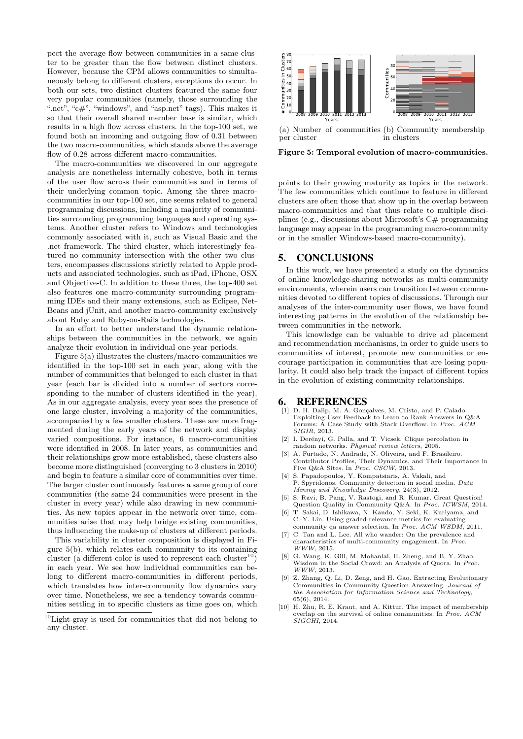pect the average flow between communities in a same cluster to be greater than the flow between distinct clusters. However, because the CPM allows communities to simultaneously belong to different clusters, exceptions do occur. In both our sets, two distinct clusters featured the same four very popular communities (namely, those surrounding the ".net", "c#", "windows", and "asp.net" tags). This makes it so that their overall shared member base is similar, which results in a high flow across clusters. In the top-100 set, we found both an incoming and outgoing flow of 0.31 between the two macro-communities, which stands above the average flow of 0.28 across different macro-communities.

The macro-communities we discovered in our aggregate analysis are nonetheless internally cohesive, both in terms of the user flow across their communities and in terms of their underlying common topic. Among the three macro-communities in our top-100 set, one seems related to general programming discussions, including a majority of communities surrounding programming languages and operating systems. Another cluster refers to Windows and technologies commonly associated with it, such as Visual Basic and the .net framework. The third cluster, which interestingly featured no community intersection with the other two clusters, encompasses discussions strictly related to Apple products and associated technologies, such as iPad, iPhone, OSX and Objective-C. In addition to these three, the top-400 set also features one macro-community surrounding programming IDEs and their many extensions, such as Eclipse, NetBeans and jUnit, and another macro-community exclusively about Ruby and Ruby-on-Rails technologies.

In an effort to better understand the dynamic relationships between the communities in the network, we again analyze their evolution in individual one-year periods.

Figure 5(a) illustrates the clusters/macro-communities we identified in the top-100 set in each year, along with the number of communities that belonged to each cluster in that year (each bar is divided into a number of sectors corresponding to the number of clusters identified in the year). As in our aggregate analysis, every year sees the presence of one large cluster, involving a majority of the communities, accompanied by a few smaller clusters. These are more fragmented during the early years of the network and display varied compositions. For instance, 6 macro-communities were identified in 2008. In later years, as communities and their relationships grow more established, these clusters also become more distinguished (converging to 3 clusters in 2010) and begin to feature a similar core of communities over time. The larger cluster continuously features a same group of core communities (the same 24 communities were present in the cluster in every year) while also drawing in new communities. As new topics appear in the network over time, communities arise that may help bridge existing communities, thus influencing the make-up of clusters at different periods.

This variability in cluster composition is displayed in Figure 5(b), which relates each community to its containing cluster (a different color is used to represent each cluster[10]) in each year. We see how individual communities can belong to different macro-communities in different periods, which translates how inter-community flow dynamics vary over time. Nonetheless, we see a tendency towards communities settling in to specific clusters as time goes on, which points to their growing maturity as topics in the network. The few communities which continue to feature in different clusters are often those that show up in the overlap between macro-communities and that thus relate to multiple disciplines (e.g., discussions about Microsoft's C# programming language may appear in the programming macro-community or in the smaller Windows-based macro-community).

[10]Light-gray is used for communities that did not belong to any cluster.

# Communities in Clusters
0 10 20 30 40 50 60 70 80
2008 2009 2010 2011 2012 2013
Years

Communities
0 20 40 60 80
2008 2009 2010 2011 2012 2013
Years

(a) Number of communities per cluster

(b) Community membership in clusters

**Figure 5: Temporal evolution of macro-communities.**

## 5. CONCLUSIONS

In this work, we have presented a study on the dynamics of online knowledge-sharing networks as multi-community environments, wherein users can transition between communities devoted to different topics of discussions. Through our analyses of the inter-community user flows, we have found interesting patterns in the evolution of the relationship between communities in the network.

This knowledge can be valuable to drive ad placement and recommendation mechanisms, in order to guide users to communities of interest, promote new communities or encourage participation in communities that are losing popularity. It could also help track the impact of different topics in the evolution of existing community relationships.

## 6. REFERENCES

[1] D. H. Dalip, M. A. Gonçalves, M. Cristo, and P. Calado. Exploiting User Feedback to Learn to Rank Answers in Q&A Forums: A Case Study with Stack Overflow. In *Proc. ACM SIGIR*, 2013.

[2] I. Derényi, G. Palla, and T. Vicsek. Clique percolation in random networks. *Physical review letters*, 2005.

[3] A. Furtado, N. Andrade, N. Oliveira, and F. Brasileiro. Contributor Profiles, Their Dynamics, and Their Importance in Five Q&A Sites. In *Proc. CSCW*, 2013.

[4] S. Papadopoulos, Y. Kompatsiaris, A. Vakali, and P. Spyridonos. Community detection in social media. *Data Mining and Knowledge Discovery*, 24(3), 2012.

[5] S. Ravi, B. Pang, V. Rastogi, and R. Kumar. Great Question! Question Quality in Community Q&A. In *Proc. ICWSM*, 2014.

[6] T. Sakai, D. Ishikawa, N. Kando, Y. Seki, K. Kuriyama, and C.-Y. Lin. Using graded-relevance metrics for evaluating community qa answer selection. In *Proc. ACM WSDM*, 2011.

[7] C. Tan and L. Lee. All who wander: On the prevalence and characteristics of multi-community engagement. In *Proc. WWW*, 2015.

[8] G. Wang, K. Gill, M. Mohanlal, H. Zheng, and B. Y. Zhao. Wisdom in the Social Crowd: an Analysis of Quora. In *Proc. WWW*, 2013.

[9] Z. Zhang, Q. Li, D. Zeng, and H. Gao. Extracting Evolutionary Communities in Community Question Answering. *Journal of the Association for Information Science and Technology*, 65(6), 2014.

[10] H. Zhu, R. E. Kraut, and A. Kittur. The impact of membership overlap on the survival of online communities. In *Proc. ACM SIGCHI*, 2014.